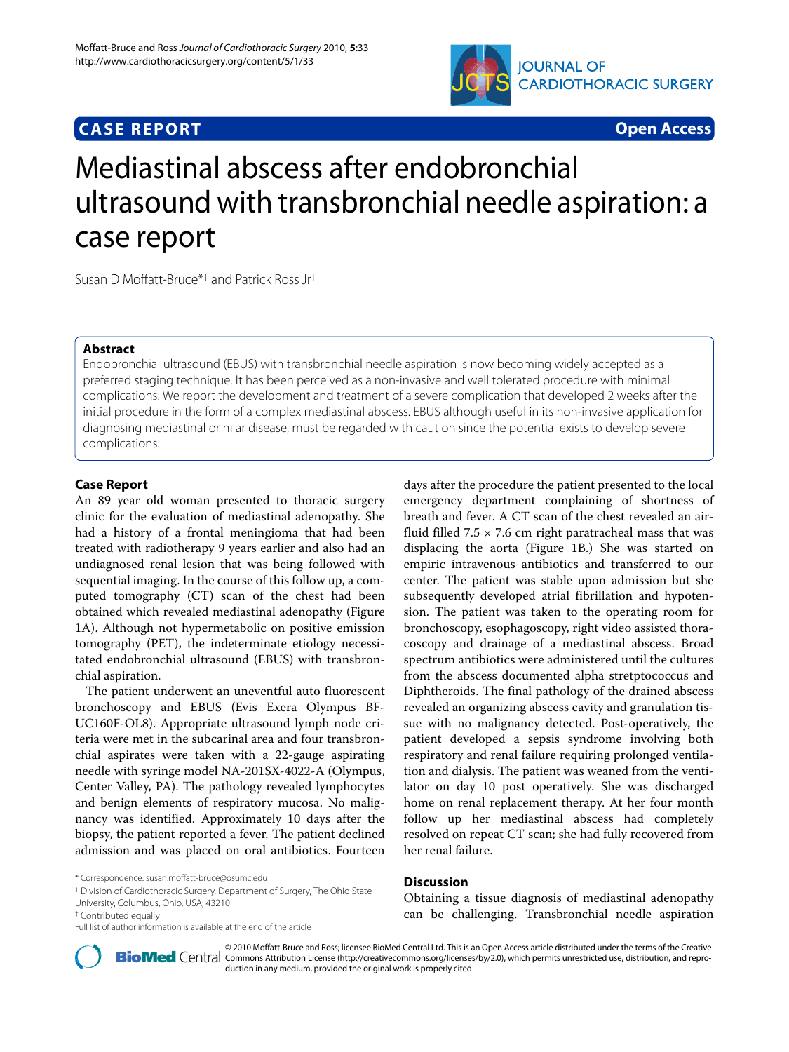CASE REPORT | Open Access

# Mediastinal abscess after endobronchial ultrasound with transbronchial needle aspiration: a case report

Susan D Moffatt-Bruce*† and Patrick Ross Jr†

## Abstract

Endobronchial ultrasound (EBUS) with transbronchial needle aspiration is now becoming widely accepted as a preferred staging technique. It has been perceived as a non-invasive and well tolerated procedure with minimal complications. We report the development and treatment of a severe complication that developed 2 weeks after the initial procedure in the form of a complex mediastinal abscess. EBUS although useful in its non-invasive application for diagnosing mediastinal or hilar disease, must be regarded with caution since the potential exists to develop severe complications.

## Case Report

An 89 year old woman presented to thoracic surgery clinic for the evaluation of mediastinal adenopathy. She had a history of a frontal meningioma that had been treated with radiotherapy 9 years earlier and also had an undiagnosed renal lesion that was being followed with sequential imaging. In the course of this follow up, a computed tomography (CT) scan of the chest had been obtained which revealed mediastinal adenopathy (Figure 1A). Although not hypermetabolic on positive emission tomography (PET), the indeterminate etiology necessitated endobronchial ultrasound (EBUS) with transbronchial aspiration.

The patient underwent an uneventful auto fluorescent bronchoscopy and EBUS (Evis Exera Olympus BF-UC160F-OL8). Appropriate ultrasound lymph node criteria were met in the subcarinal area and four transbronchial aspirates were taken with a 22-gauge aspirating needle with syringe model NA-201SX-4022-A (Olympus, Center Valley, PA). The pathology revealed lymphocytes and benign elements of respiratory mucosa. No malignancy was identified. Approximately 10 days after the biopsy, the patient reported a fever. The patient declined admission and was placed on oral antibiotics. Fourteen days after the procedure the patient presented to the local emergency department complaining of shortness of breath and fever. A CT scan of the chest revealed an air-fluid filled 7.5 × 7.6 cm right paratracheal mass that was displacing the aorta (Figure 1B.) She was started on empiric intravenous antibiotics and transferred to our center. The patient was stable upon admission but she subsequently developed atrial fibrillation and hypotension. The patient was taken to the operating room for bronchoscopy, esophagoscopy, right video assisted thoracoscopy and drainage of a mediastinal abscess. Broad spectrum antibiotics were administered until the cultures from the abscess documented alpha stretptococcus and Diphtheroids. The final pathology of the drained abscess revealed an organizing abscess cavity and granulation tissue with no malignancy detected. Post-operatively, the patient developed a sepsis syndrome involving both respiratory and renal failure requiring prolonged ventilation and dialysis. The patient was weaned from the ventilator on day 10 post operatively. She was discharged home on renal replacement therapy. At her four month follow up her mediastinal abscess had completely resolved on repeat CT scan; she had fully recovered from her renal failure.

## Discussion

Obtaining a tissue diagnosis of mediastinal adenopathy can be challenging. Transbronchial needle aspiration

\* Correspondence: susan.moffatt-bruce@osumc.edu

[1] Division of Cardiothoracic Surgery, Department of Surgery, The Ohio State University, Columbus, Ohio, USA, 43210

† Contributed equally

Full list of author information is available at the end of the article

© 2010 Moffatt-Bruce and Ross; licensee BioMed Central Ltd. This is an Open Access article distributed under the terms of the Creative Commons Attribution License (http://creativecommons.org/licenses/by/2.0), which permits unrestricted use, distribution, and reproduction in any medium, provided the original work is properly cited.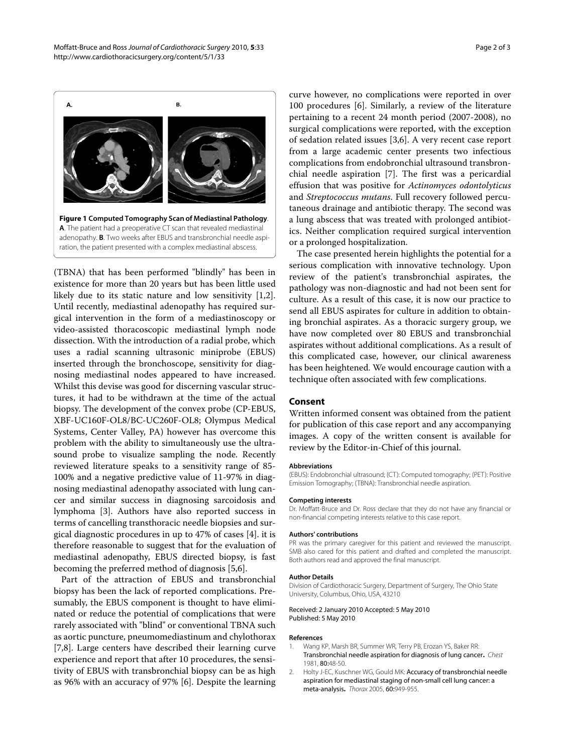**Figure 1 Computed Tomography Scan of Mediastinal Pathology**. **A**. The patient had a preoperative CT scan that revealed mediastinal adenopathy. **B**. Two weeks after EBUS and transbronchial needle aspiration, the patient presented with a complex mediastinal abscess.

(TBNA) that has been performed "blindly" has been in existence for more than 20 years but has been little used likely due to its static nature and low sensitivity [1,2]. Until recently, mediastinal adenopathy has required surgical intervention in the form of a mediastinoscopy or video-assisted thoracoscopic mediastinal lymph node dissection. With the introduction of a radial probe, which uses a radial scanning ultrasonic miniprobe (EBUS) inserted through the bronchoscope, sensitivity for diagnosing mediastinal nodes appeared to have increased. Whilst this devise was good for discerning vascular structures, it had to be withdrawn at the time of the actual biopsy. The development of the convex probe (CP-EBUS, XBF-UC160F-OL8/BC-UC260F-OL8; Olympus Medical Systems, Center Valley, PA) however has overcome this problem with the ability to simultaneously use the ultrasound probe to visualize sampling the node. Recently reviewed literature speaks to a sensitivity range of 85-100% and a negative predictive value of 11-97% in diagnosing mediastinal adenopathy associated with lung cancer and similar success in diagnosing sarcoidosis and lymphoma [3]. Authors have also reported success in terms of cancelling transthoracic needle biopsies and surgical diagnostic procedures in up to 47% of cases [4]. it is therefore reasonable to suggest that for the evaluation of mediastinal adenopathy, EBUS directed biopsy, is fast becoming the preferred method of diagnosis [5,6].

Part of the attraction of EBUS and transbronchial biopsy has been the lack of reported complications. Presumably, the EBUS component is thought to have eliminated or reduce the potential of complications that were rarely associated with "blind" or conventional TBNA such as aortic puncture, pneumomediastinum and chylothorax [7,8]. Large centers have described their learning curve experience and report that after 10 procedures, the sensitivity of EBUS with transbronchial biopsy can be as high as 96% with an accuracy of 97% [6]. Despite the learning curve however, no complications were reported in over 100 procedures [6]. Similarly, a review of the literature pertaining to a recent 24 month period (2007-2008), no surgical complications were reported, with the exception of sedation related issues [3,6]. A very recent case report from a large academic center presents two infectious complications from endobronchial ultrasound transbronchial needle aspiration [7]. The first was a pericardial effusion that was positive for *Actinomyces odontolyticus* and *Streptococcus mutans*. Full recovery followed percutaneous drainage and antibiotic therapy. The second was a lung abscess that was treated with prolonged antibiotics. Neither complication required surgical intervention or a prolonged hospitalization.

The case presented herein highlights the potential for a serious complication with innovative technology. Upon review of the patient's transbronchial aspirates, the pathology was non-diagnostic and had not been sent for culture. As a result of this case, it is now our practice to send all EBUS aspirates for culture in addition to obtaining bronchial aspirates. As a thoracic surgery group, we have now completed over 80 EBUS and transbronchial aspirates without additional complications. As a result of this complicated case, however, our clinical awareness has been heightened. We would encourage caution with a technique often associated with few complications.

## Consent

Written informed consent was obtained from the patient for publication of this case report and any accompanying images. A copy of the written consent is available for review by the Editor-in-Chief of this journal.

#### Abbreviations

(EBUS): Endobronchial ultrasound; (CT): Computed tomography; (PET): Positive Emission Tomography; (TBNA): Transbronchial needle aspiration.

#### Competing interests

Dr. Moffatt-Bruce and Dr. Ross declare that they do not have any financial or non-financial competing interests relative to this case report.

#### Authors' contributions

PR was the primary caregiver for this patient and reviewed the manuscript. SMB also cared for this patient and drafted and completed the manuscript. Both authors read and approved the final manuscript.

#### Author Details

Division of Cardiothoracic Surgery, Department of Surgery, The Ohio State University, Columbus, Ohio, USA, 43210

Received: 2 January 2010 Accepted: 5 May 2010
Published: 5 May 2010

#### References

1. Wang KP, Marsh BR, Summer WR, Terry PB, Erozan YS, Baker RR: **Transbronchial needle aspiration for diagnosis of lung cancer.** *Chest* 1981, **80**:48-50.
2. Holty J-EC, Kuschner WG, Gould MK: **Accuracy of transbronchial needle aspiration for mediastinal staging of non-small cell lung cancer: a meta-analysis.** *Thorax* 2005, **60**:949-955.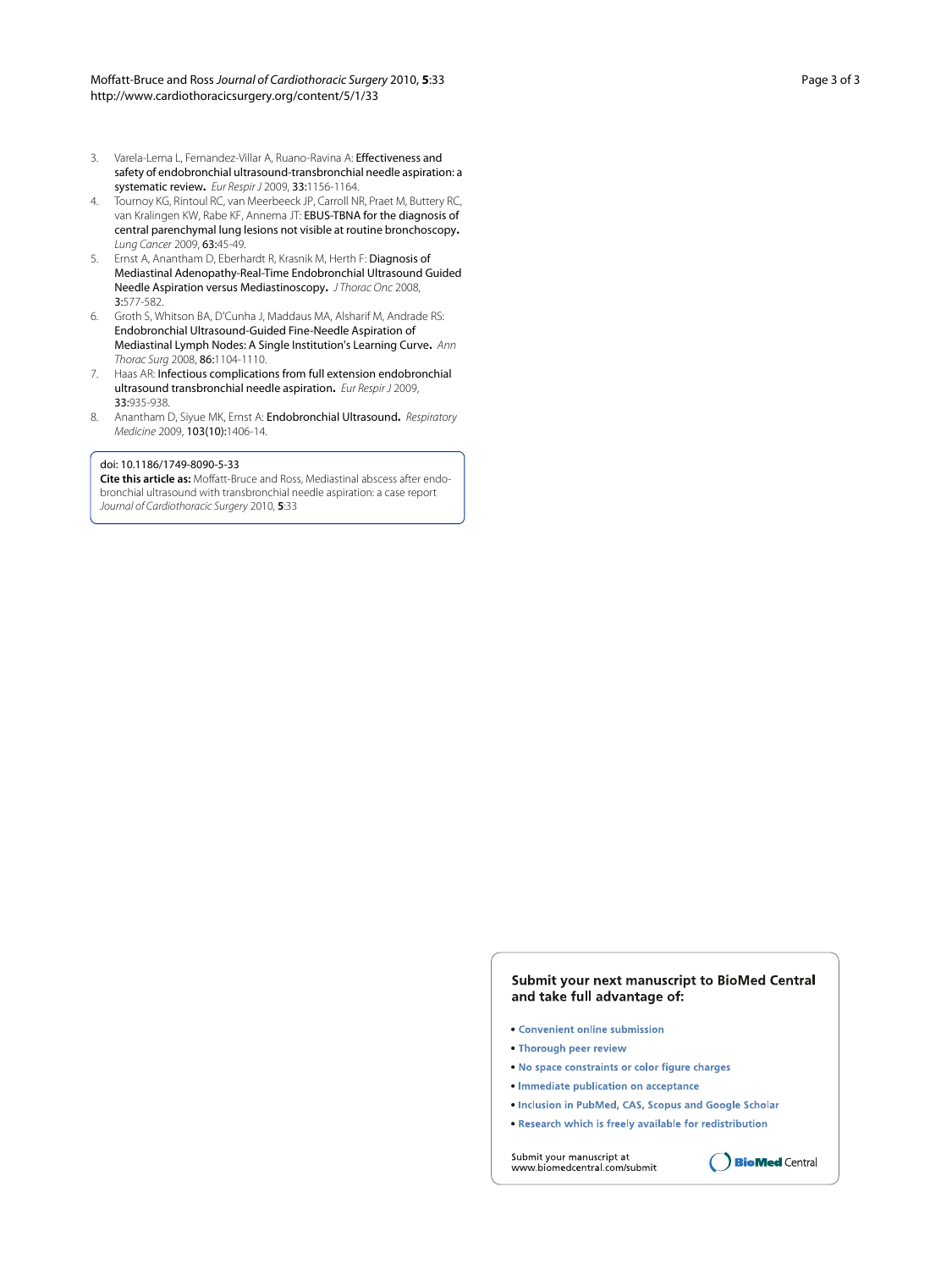3. Varela-Lema L, Fernandez-Villar A, Ruano-Ravina A: **Effectiveness and safety of endobronchial ultrasound-transbronchial needle aspiration: a systematic review.** *Eur Respir J* 2009, **33:**1156-1164.
4. Tournoy KG, Rintoul RC, van Meerbeeck JP, Carroll NR, Praet M, Buttery RC, van Kralingen KW, Rabe KF, Annema JT: **EBUS-TBNA for the diagnosis of central parenchymal lung lesions not visible at routine bronchoscopy.** *Lung Cancer* 2009, **63:**45-49.
5. Ernst A, Anantham D, Eberhardt R, Krasnik M, Herth F: **Diagnosis of Mediastinal Adenopathy-Real-Time Endobronchial Ultrasound Guided Needle Aspiration versus Mediastinoscopy.** *J Thorac Onc* 2008, **3:**577-582.
6. Groth S, Whitson BA, D'Cunha J, Maddaus MA, Alsharif M, Andrade RS: **Endobronchial Ultrasound-Guided Fine-Needle Aspiration of Mediastinal Lymph Nodes: A Single Institution's Learning Curve.** *Ann Thorac Surg* 2008, **86:**1104-1110.
7. Haas AR: **Infectious complications from full extension endobronchial ultrasound transbronchial needle aspiration.** *Eur Respir J* 2009, **33:**935-938.
8. Anantham D, Siyue MK, Ernst A: **Endobronchial Ultrasound.** *Respiratory Medicine* 2009, **103(10):**1406-14.

doi: 10.1186/1749-8090-5-33

**Cite this article as:** Moffatt-Bruce and Ross, Mediastinal abscess after endobronchial ultrasound with transbronchial needle aspiration: a case report *Journal of Cardiothoracic Surgery* 2010, **5**:33

**Submit your next manuscript to BioMed Central and take full advantage of:**

- **Convenient online submission**
- **Thorough peer review**
- **No space constraints or color figure charges**
- **Immediate publication on acceptance**
- **Inclusion in PubMed, CAS, Scopus and Google Scholar**
- **Research which is freely available for redistribution**

Submit your manuscript at
www.biomedcentral.com/submit

BioMed Central